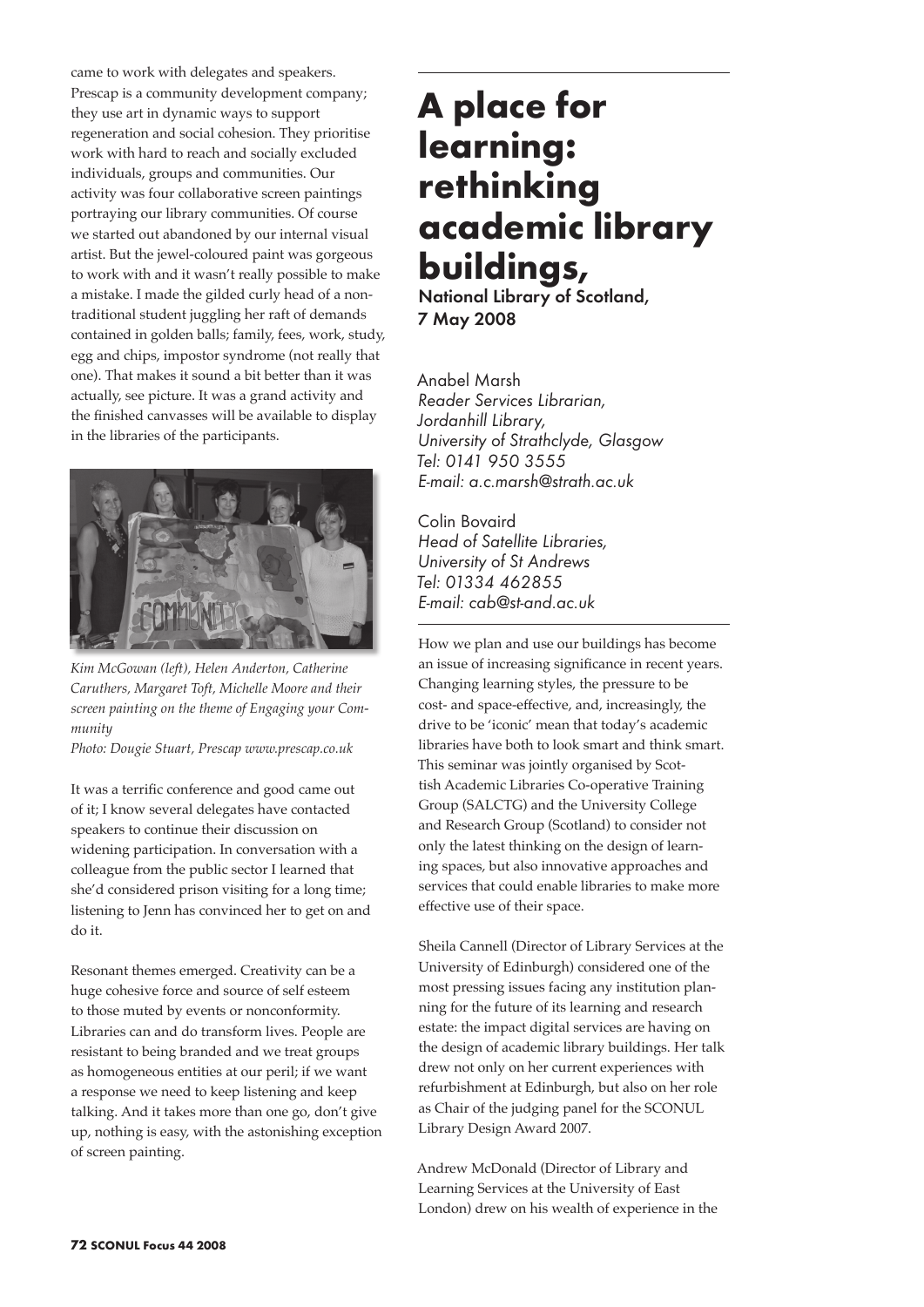came to work with delegates and speakers. Prescap is a community development company; they use art in dynamic ways to support regeneration and social cohesion. They prioritise work with hard to reach and socially excluded individuals, groups and communities. Our activity was four collaborative screen paintings portraying our library communities. Of course we started out abandoned by our internal visual artist. But the jewel-coloured paint was gorgeous to work with and it wasn't really possible to make a mistake. I made the gilded curly head of a non-traditional student juggling her raft of demands contained in golden balls; family, fees, work, study, egg and chips, impostor syndrome (not really that one). That makes it sound a bit better than it was actually, see picture. It was a grand activity and the finished canvasses will be available to display in the libraries of the participants.

*Kim McGowan (left), Helen Anderton, Catherine Caruthers, Margaret Toft, Michelle Moore and their screen painting on the theme of Engaging your Community*

*Photo: Dougie Stuart, Prescap www.prescap.co.uk*

It was a terrific conference and good came out of it; I know several delegates have contacted speakers to continue their discussion on widening participation. In conversation with a colleague from the public sector I learned that she'd considered prison visiting for a long time; listening to Jenn has convinced her to get on and do it.

Resonant themes emerged. Creativity can be a huge cohesive force and source of self esteem to those muted by events or nonconformity. Libraries can and do transform lives. People are resistant to being branded and we treat groups as homogeneous entities at our peril; if we want a response we need to keep listening and keep talking. And it takes more than one go, don't give up, nothing is easy, with the astonishing exception of screen painting.

# A place for learning: rethinking academic library buildings,

**National Library of Scotland, 7 May 2008**

Anabel Marsh
*Reader Services Librarian, Jordanhill Library, University of Strathclyde, Glasgow*
*Tel: 0141 950 3555*
*E-mail: a.c.marsh@strath.ac.uk*

Colin Bovaird
*Head of Satellite Libraries, University of St Andrews*
*Tel: 01334 462855*
*E-mail: cab@st-and.ac.uk*

How we plan and use our buildings has become an issue of increasing significance in recent years. Changing learning styles, the pressure to be cost- and space-effective, and, increasingly, the drive to be 'iconic' mean that today's academic libraries have both to look smart and think smart. This seminar was jointly organised by Scottish Academic Libraries Co-operative Training Group (SALCTG) and the University College and Research Group (Scotland) to consider not only the latest thinking on the design of learning spaces, but also innovative approaches and services that could enable libraries to make more effective use of their space.

Sheila Cannell (Director of Library Services at the University of Edinburgh) considered one of the most pressing issues facing any institution planning for the future of its learning and research estate: the impact digital services are having on the design of academic library buildings. Her talk drew not only on her current experiences with refurbishment at Edinburgh, but also on her role as Chair of the judging panel for the SCONUL Library Design Award 2007.

Andrew McDonald (Director of Library and Learning Services at the University of East London) drew on his wealth of experience in the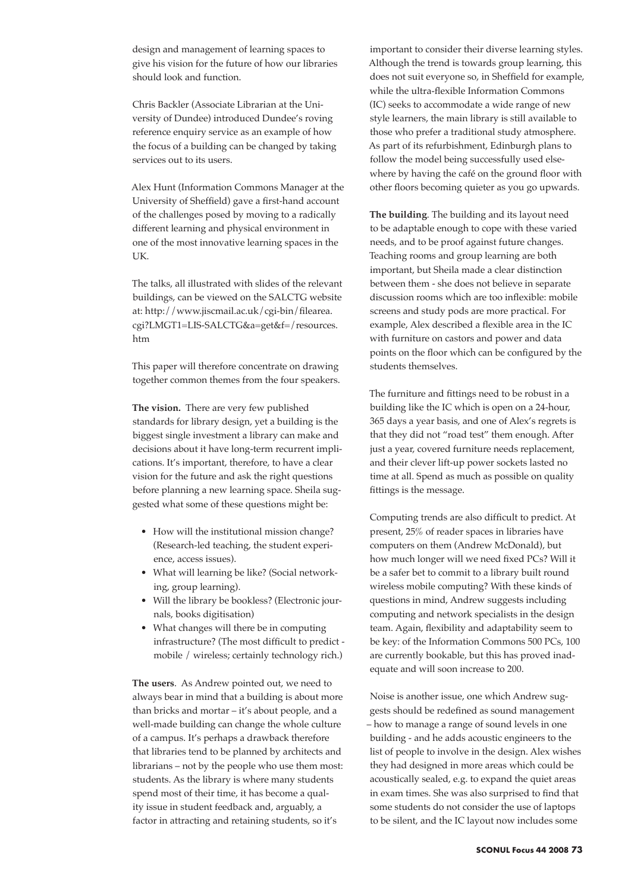design and management of learning spaces to give his vision for the future of how our libraries should look and function.

Chris Backler (Associate Librarian at the University of Dundee) introduced Dundee's roving reference enquiry service as an example of how the focus of a building can be changed by taking services out to its users.

Alex Hunt (Information Commons Manager at the University of Sheffield) gave a first-hand account of the challenges posed by moving to a radically different learning and physical environment in one of the most innovative learning spaces in the UK.

The talks, all illustrated with slides of the relevant buildings, can be viewed on the SALCTG website at: http://www.jiscmail.ac.uk/cgi-bin/filearea.cgi?LMGT1=LIS-SALCTG&a=get&f=/resources.htm

This paper will therefore concentrate on drawing together common themes from the four speakers.

**The vision.** There are very few published standards for library design, yet a building is the biggest single investment a library can make and decisions about it have long-term recurrent implications. It's important, therefore, to have a clear vision for the future and ask the right questions before planning a new learning space. Sheila suggested what some of these questions might be:

- How will the institutional mission change? (Research-led teaching, the student experience, access issues).
- What will learning be like? (Social networking, group learning).
- Will the library be bookless? (Electronic journals, books digitisation)
- What changes will there be in computing infrastructure? (The most difficult to predict - mobile / wireless; certainly technology rich.)

**The users**. As Andrew pointed out, we need to always bear in mind that a building is about more than bricks and mortar – it's about people, and a well-made building can change the whole culture of a campus. It's perhaps a drawback therefore that libraries tend to be planned by architects and librarians – not by the people who use them most: students. As the library is where many students spend most of their time, it has become a quality issue in student feedback and, arguably, a factor in attracting and retaining students, so it's important to consider their diverse learning styles. Although the trend is towards group learning, this does not suit everyone so, in Sheffield for example, while the ultra-flexible Information Commons (IC) seeks to accommodate a wide range of new style learners, the main library is still available to those who prefer a traditional study atmosphere. As part of its refurbishment, Edinburgh plans to follow the model being successfully used elsewhere by having the café on the ground floor with other floors becoming quieter as you go upwards.

**The building**. The building and its layout need to be adaptable enough to cope with these varied needs, and to be proof against future changes. Teaching rooms and group learning are both important, but Sheila made a clear distinction between them - she does not believe in separate discussion rooms which are too inflexible: mobile screens and study pods are more practical. For example, Alex described a flexible area in the IC with furniture on castors and power and data points on the floor which can be configured by the students themselves.

The furniture and fittings need to be robust in a building like the IC which is open on a 24-hour, 365 days a year basis, and one of Alex's regrets is that they did not "road test" them enough. After just a year, covered furniture needs replacement, and their clever lift-up power sockets lasted no time at all. Spend as much as possible on quality fittings is the message.

Computing trends are also difficult to predict. At present, 25% of reader spaces in libraries have computers on them (Andrew McDonald), but how much longer will we need fixed PCs? Will it be a safer bet to commit to a library built round wireless mobile computing? With these kinds of questions in mind, Andrew suggests including computing and network specialists in the design team. Again, flexibility and adaptability seem to be key: of the Information Commons 500 PCs, 100 are currently bookable, but this has proved inadequate and will soon increase to 200.

Noise is another issue, one which Andrew suggests should be redefined as sound management – how to manage a range of sound levels in one building - and he adds acoustic engineers to the list of people to involve in the design. Alex wishes they had designed in more areas which could be acoustically sealed, e.g. to expand the quiet areas in exam times. She was also surprised to find that some students do not consider the use of laptops to be silent, and the IC layout now includes some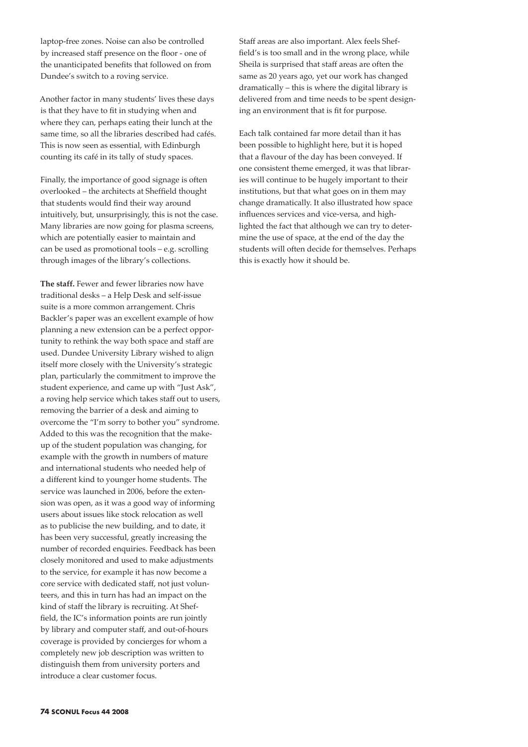laptop-free zones. Noise can also be controlled by increased staff presence on the floor - one of the unanticipated benefits that followed on from Dundee's switch to a roving service.

Another factor in many students' lives these days is that they have to fit in studying when and where they can, perhaps eating their lunch at the same time, so all the libraries described had cafés. This is now seen as essential, with Edinburgh counting its café in its tally of study spaces.

Finally, the importance of good signage is often overlooked – the architects at Sheffield thought that students would find their way around intuitively, but, unsurprisingly, this is not the case. Many libraries are now going for plasma screens, which are potentially easier to maintain and can be used as promotional tools – e.g. scrolling through images of the library's collections.

**The staff.** Fewer and fewer libraries now have traditional desks – a Help Desk and self-issue suite is a more common arrangement. Chris Backler's paper was an excellent example of how planning a new extension can be a perfect opportunity to rethink the way both space and staff are used. Dundee University Library wished to align itself more closely with the University's strategic plan, particularly the commitment to improve the student experience, and came up with "Just Ask", a roving help service which takes staff out to users, removing the barrier of a desk and aiming to overcome the "I'm sorry to bother you" syndrome. Added to this was the recognition that the make-up of the student population was changing, for example with the growth in numbers of mature and international students who needed help of a different kind to younger home students. The service was launched in 2006, before the extension was open, as it was a good way of informing users about issues like stock relocation as well as to publicise the new building, and to date, it has been very successful, greatly increasing the number of recorded enquiries. Feedback has been closely monitored and used to make adjustments to the service, for example it has now become a core service with dedicated staff, not just volunteers, and this in turn has had an impact on the kind of staff the library is recruiting. At Sheffield, the IC's information points are run jointly by library and computer staff, and out-of-hours coverage is provided by concierges for whom a completely new job description was written to distinguish them from university porters and introduce a clear customer focus.

Staff areas are also important. Alex feels Sheffield's is too small and in the wrong place, while Sheila is surprised that staff areas are often the same as 20 years ago, yet our work has changed dramatically – this is where the digital library is delivered from and time needs to be spent designing an environment that is fit for purpose.

Each talk contained far more detail than it has been possible to highlight here, but it is hoped that a flavour of the day has been conveyed. If one consistent theme emerged, it was that libraries will continue to be hugely important to their institutions, but that what goes on in them may change dramatically. It also illustrated how space influences services and vice-versa, and highlighted the fact that although we can try to determine the use of space, at the end of the day the students will often decide for themselves. Perhaps this is exactly how it should be.